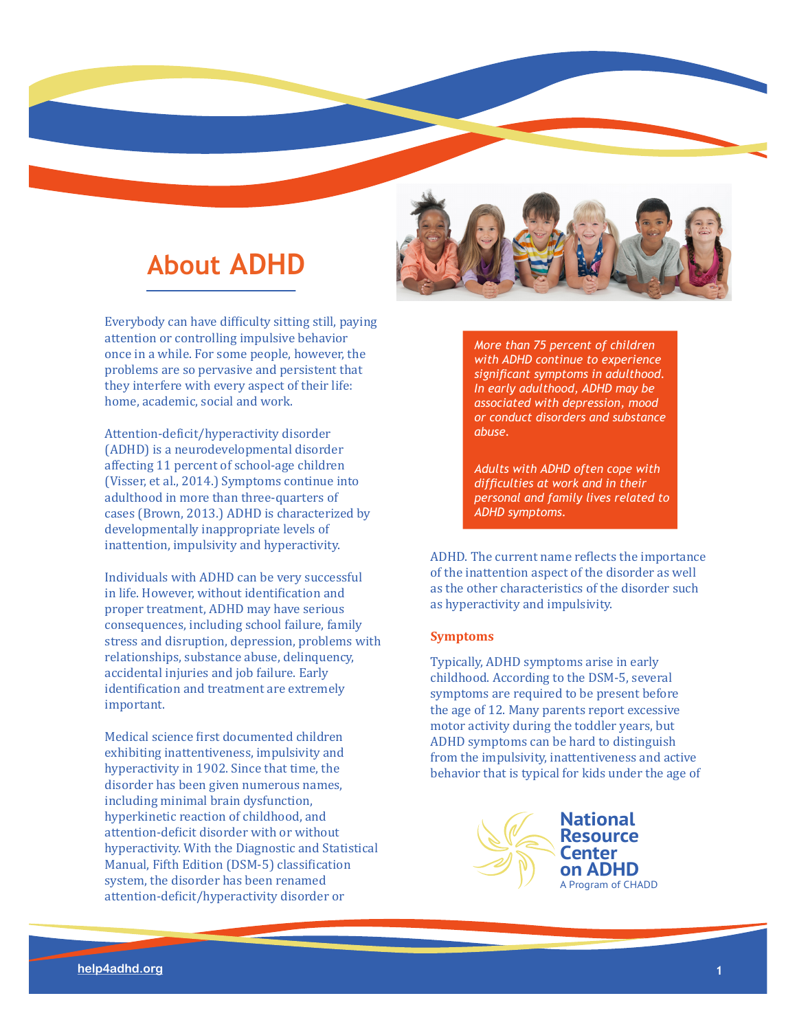# About ADHD

Everybody can have difficulty sitting still, paying attention or controlling impulsive behavior once in a while. For some people, however, the problems are so pervasive and persistent that they interfere with every aspect of their life: home, academic, social and work.

Attention-deficit/hyperactivity disorder (ADHD) is a neurodevelopmental disorder affecting 11 percent of school-age children (Visser, et al., 2014.) Symptoms continue into adulthood in more than three-quarters of cases (Brown, 2013.) ADHD is characterized by developmentally inappropriate levels of inattention, impulsivity and hyperactivity.

Individuals with ADHD can be very successful in life. However, without identification and proper treatment, ADHD may have serious consequences, including school failure, family stress and disruption, depression, problems with relationships, substance abuse, delinquency, accidental injuries and job failure. Early identification and treatment are extremely important.

Medical science first documented children exhibiting inattentiveness, impulsivity and hyperactivity in 1902. Since that time, the disorder has been given numerous names, including minimal brain dysfunction, hyperkinetic reaction of childhood, and attention-deficit disorder with or without hyperactivity. With the Diagnostic and Statistical Manual, Fifth Edition (DSM-5) classification system, the disorder has been renamed attention-deficit/hyperactivity disorder or ADHD. The current name reflects the importance of the inattention aspect of the disorder as well as the other characteristics of the disorder such as hyperactivity and impulsivity.

> *More than 75 percent of children with ADHD continue to experience significant symptoms in adulthood. In early adulthood, ADHD may be associated with depression, mood or conduct disorders and substance abuse.*
>
> *Adults with ADHD often cope with difficulties at work and in their personal and family lives related to ADHD symptoms.*

### Symptoms

Typically, ADHD symptoms arise in early childhood. According to the DSM-5, several symptoms are required to be present before the age of 12. Many parents report excessive motor activity during the toddler years, but ADHD symptoms can be hard to distinguish from the impulsivity, inattentiveness and active behavior that is typical for kids under the age of

National Resource Center on ADHD
A Program of CHADD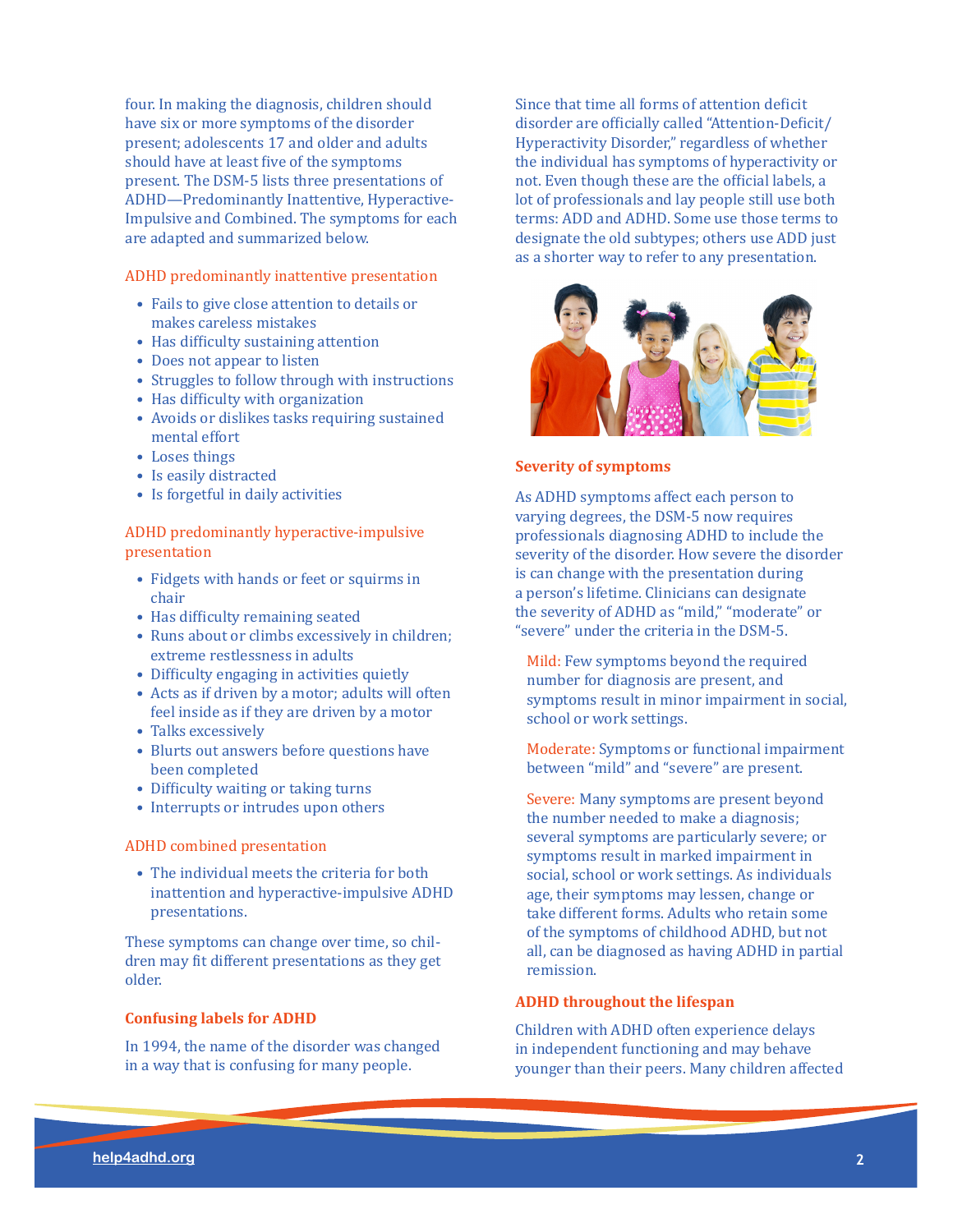four. In making the diagnosis, children should have six or more symptoms of the disorder present; adolescents 17 and older and adults should have at least five of the symptoms present. The DSM-5 lists three presentations of ADHD—Predominantly Inattentive, Hyperactive-Impulsive and Combined. The symptoms for each are adapted and summarized below.

### ADHD predominantly inattentive presentation

- Fails to give close attention to details or makes careless mistakes
- Has difficulty sustaining attention
- Does not appear to listen
- Struggles to follow through with instructions
- Has difficulty with organization
- Avoids or dislikes tasks requiring sustained mental effort
- Loses things
- Is easily distracted
- Is forgetful in daily activities

### ADHD predominantly hyperactive-impulsive presentation

- Fidgets with hands or feet or squirms in chair
- Has difficulty remaining seated
- Runs about or climbs excessively in children; extreme restlessness in adults
- Difficulty engaging in activities quietly
- Acts as if driven by a motor; adults will often feel inside as if they are driven by a motor
- Talks excessively
- Blurts out answers before questions have been completed
- Difficulty waiting or taking turns
- Interrupts or intrudes upon others

### ADHD combined presentation

- The individual meets the criteria for both inattention and hyperactive-impulsive ADHD presentations.

These symptoms can change over time, so children may fit different presentations as they get older.

## Confusing labels for ADHD

In 1994, the name of the disorder was changed in a way that is confusing for many people. Since that time all forms of attention deficit disorder are officially called "Attention-Deficit/Hyperactivity Disorder," regardless of whether the individual has symptoms of hyperactivity or not. Even though these are the official labels, a lot of professionals and lay people still use both terms: ADD and ADHD. Some use those terms to designate the old subtypes; others use ADD just as a shorter way to refer to any presentation.

## Severity of symptoms

As ADHD symptoms affect each person to varying degrees, the DSM-5 now requires professionals diagnosing ADHD to include the severity of the disorder. How severe the disorder is can change with the presentation during a person's lifetime. Clinicians can designate the severity of ADHD as "mild," "moderate" or "severe" under the criteria in the DSM-5.

Mild: Few symptoms beyond the required number for diagnosis are present, and symptoms result in minor impairment in social, school or work settings.

Moderate: Symptoms or functional impairment between "mild" and "severe" are present.

Severe: Many symptoms are present beyond the number needed to make a diagnosis; several symptoms are particularly severe; or symptoms result in marked impairment in social, school or work settings. As individuals age, their symptoms may lessen, change or take different forms. Adults who retain some of the symptoms of childhood ADHD, but not all, can be diagnosed as having ADHD in partial remission.

## ADHD throughout the lifespan

Children with ADHD often experience delays in independent functioning and may behave younger than their peers. Many children affected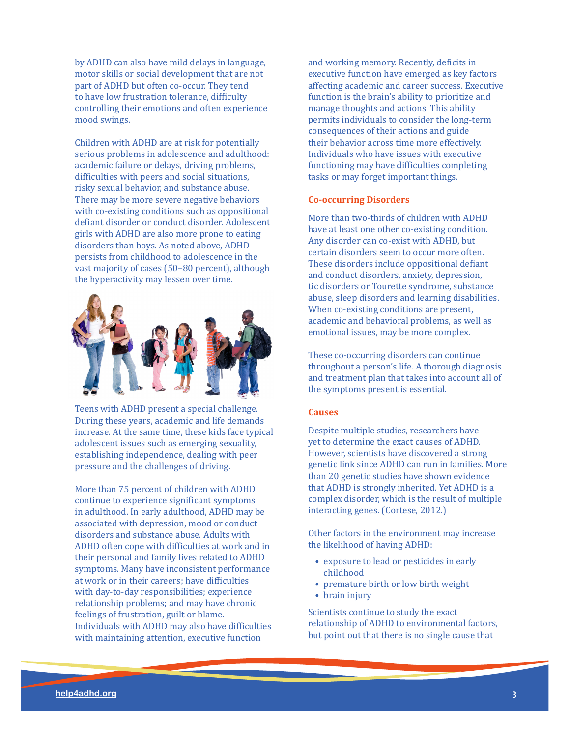by ADHD can also have mild delays in language, motor skills or social development that are not part of ADHD but often co-occur. They tend to have low frustration tolerance, difficulty controlling their emotions and often experience mood swings.

Children with ADHD are at risk for potentially serious problems in adolescence and adulthood: academic failure or delays, driving problems, difficulties with peers and social situations, risky sexual behavior, and substance abuse. There may be more severe negative behaviors with co-existing conditions such as oppositional defiant disorder or conduct disorder. Adolescent girls with ADHD are also more prone to eating disorders than boys. As noted above, ADHD persists from childhood to adolescence in the vast majority of cases (50–80 percent), although the hyperactivity may lessen over time.

Teens with ADHD present a special challenge. During these years, academic and life demands increase. At the same time, these kids face typical adolescent issues such as emerging sexuality, establishing independence, dealing with peer pressure and the challenges of driving.

More than 75 percent of children with ADHD continue to experience significant symptoms in adulthood. In early adulthood, ADHD may be associated with depression, mood or conduct disorders and substance abuse. Adults with ADHD often cope with difficulties at work and in their personal and family lives related to ADHD symptoms. Many have inconsistent performance at work or in their careers; have difficulties with day-to-day responsibilities; experience relationship problems; and may have chronic feelings of frustration, guilt or blame. Individuals with ADHD may also have difficulties with maintaining attention, executive function and working memory. Recently, deficits in executive function have emerged as key factors affecting academic and career success. Executive function is the brain's ability to prioritize and manage thoughts and actions. This ability permits individuals to consider the long-term consequences of their actions and guide their behavior across time more effectively. Individuals who have issues with executive functioning may have difficulties completing tasks or may forget important things.

### Co-occurring Disorders

More than two-thirds of children with ADHD have at least one other co-existing condition. Any disorder can co-exist with ADHD, but certain disorders seem to occur more often. These disorders include oppositional defiant and conduct disorders, anxiety, depression, tic disorders or Tourette syndrome, substance abuse, sleep disorders and learning disabilities. When co-existing conditions are present, academic and behavioral problems, as well as emotional issues, may be more complex.

These co-occurring disorders can continue throughout a person's life. A thorough diagnosis and treatment plan that takes into account all of the symptoms present is essential.

### Causes

Despite multiple studies, researchers have yet to determine the exact causes of ADHD. However, scientists have discovered a strong genetic link since ADHD can run in families. More than 20 genetic studies have shown evidence that ADHD is strongly inherited. Yet ADHD is a complex disorder, which is the result of multiple interacting genes. (Cortese, 2012.)

Other factors in the environment may increase the likelihood of having ADHD:

- exposure to lead or pesticides in early childhood
- premature birth or low birth weight
- brain injury

Scientists continue to study the exact relationship of ADHD to environmental factors, but point out that there is no single cause that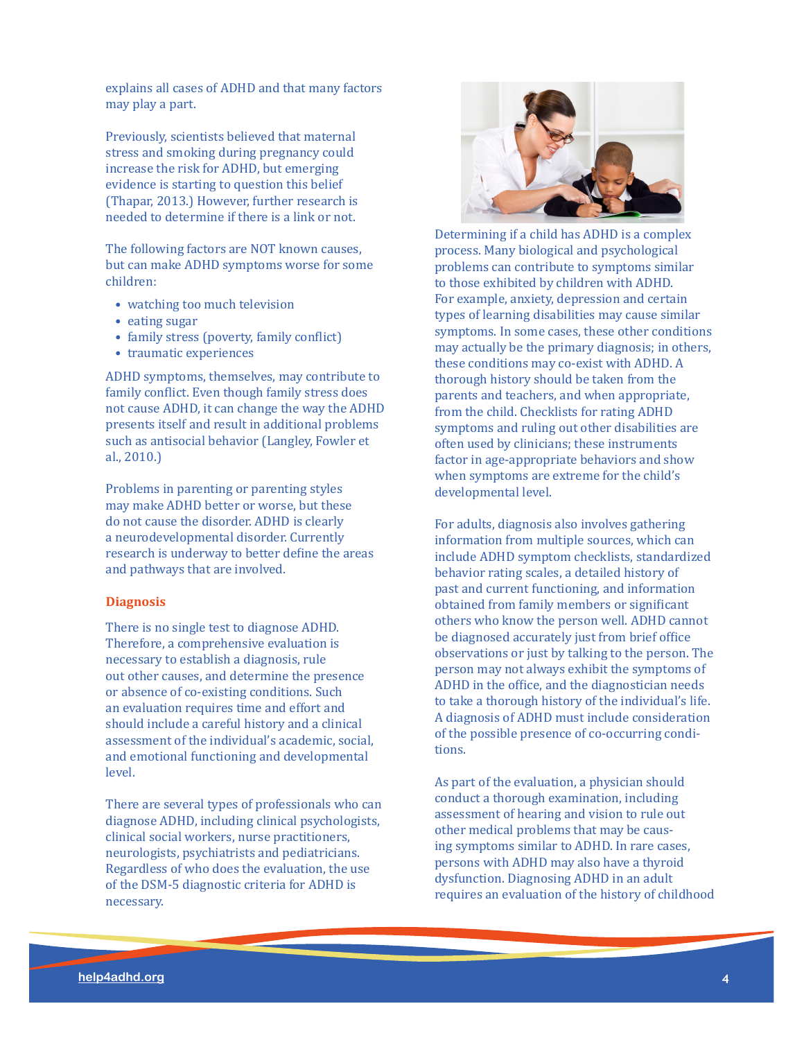explains all cases of ADHD and that many factors may play a part.

Previously, scientists believed that maternal stress and smoking during pregnancy could increase the risk for ADHD, but emerging evidence is starting to question this belief (Thapar, 2013.) However, further research is needed to determine if there is a link or not.

The following factors are NOT known causes, but can make ADHD symptoms worse for some children:

- watching too much television
- eating sugar
- family stress (poverty, family conflict)
- traumatic experiences

ADHD symptoms, themselves, may contribute to family conflict. Even though family stress does not cause ADHD, it can change the way the ADHD presents itself and result in additional problems such as antisocial behavior (Langley, Fowler et al., 2010.)

Problems in parenting or parenting styles may make ADHD better or worse, but these do not cause the disorder. ADHD is clearly a neurodevelopmental disorder. Currently research is underway to better define the areas and pathways that are involved.

## Diagnosis

There is no single test to diagnose ADHD. Therefore, a comprehensive evaluation is necessary to establish a diagnosis, rule out other causes, and determine the presence or absence of co-existing conditions. Such an evaluation requires time and effort and should include a careful history and a clinical assessment of the individual's academic, social, and emotional functioning and developmental level.

There are several types of professionals who can diagnose ADHD, including clinical psychologists, clinical social workers, nurse practitioners, neurologists, psychiatrists and pediatricians. Regardless of who does the evaluation, the use of the DSM-5 diagnostic criteria for ADHD is necessary.

Determining if a child has ADHD is a complex process. Many biological and psychological problems can contribute to symptoms similar to those exhibited by children with ADHD. For example, anxiety, depression and certain types of learning disabilities may cause similar symptoms. In some cases, these other conditions may actually be the primary diagnosis; in others, these conditions may co-exist with ADHD. A thorough history should be taken from the parents and teachers, and when appropriate, from the child. Checklists for rating ADHD symptoms and ruling out other disabilities are often used by clinicians; these instruments factor in age-appropriate behaviors and show when symptoms are extreme for the child's developmental level.

For adults, diagnosis also involves gathering information from multiple sources, which can include ADHD symptom checklists, standardized behavior rating scales, a detailed history of past and current functioning, and information obtained from family members or significant others who know the person well. ADHD cannot be diagnosed accurately just from brief office observations or just by talking to the person. The person may not always exhibit the symptoms of ADHD in the office, and the diagnostician needs to take a thorough history of the individual's life. A diagnosis of ADHD must include consideration of the possible presence of co-occurring conditions.

As part of the evaluation, a physician should conduct a thorough examination, including assessment of hearing and vision to rule out other medical problems that may be causing symptoms similar to ADHD. In rare cases, persons with ADHD may also have a thyroid dysfunction. Diagnosing ADHD in an adult requires an evaluation of the history of childhood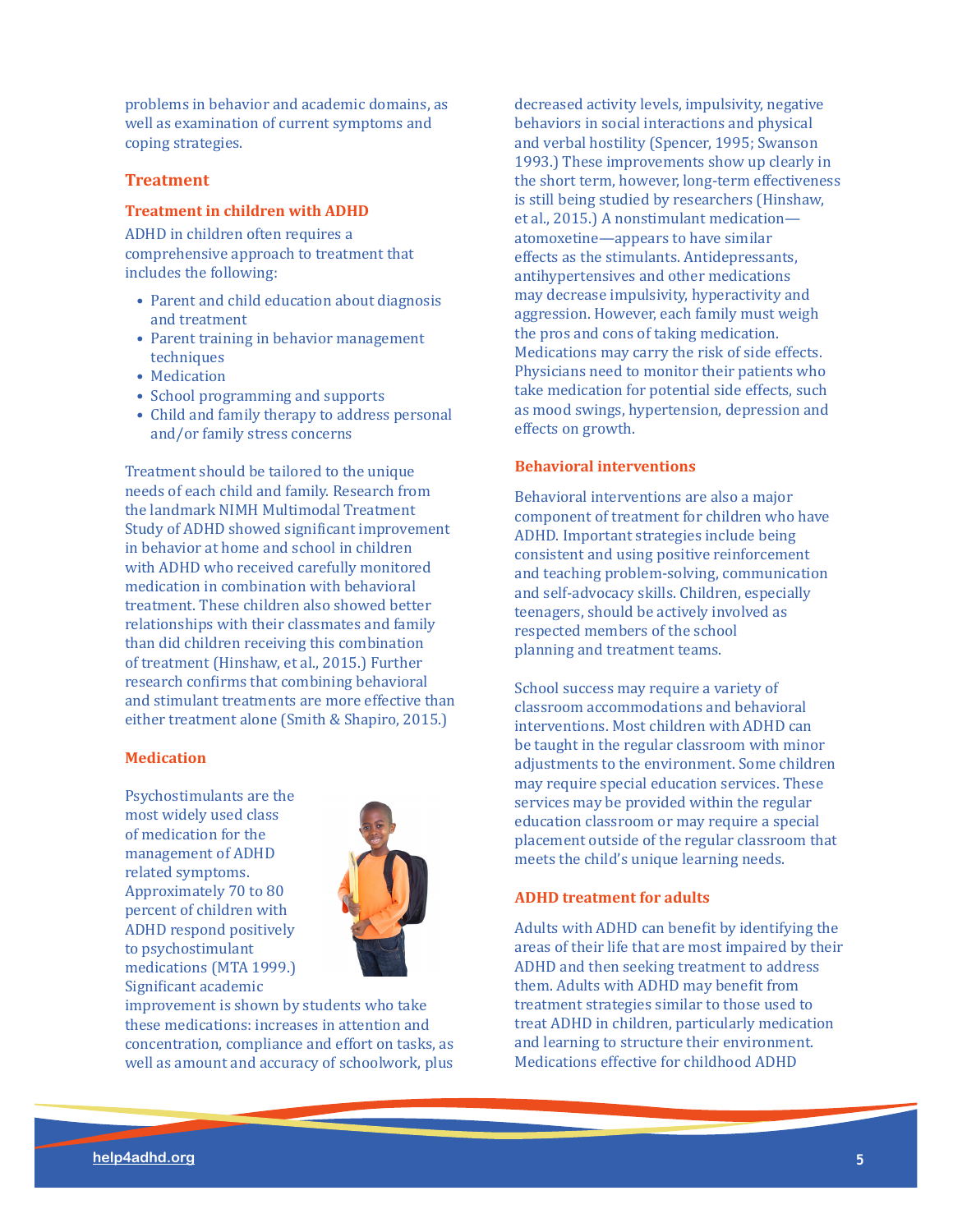problems in behavior and academic domains, as well as examination of current symptoms and coping strategies.

## Treatment

### Treatment in children with ADHD

ADHD in children often requires a comprehensive approach to treatment that includes the following:

- Parent and child education about diagnosis and treatment
- Parent training in behavior management techniques
- Medication
- School programming and supports
- Child and family therapy to address personal and/or family stress concerns

Treatment should be tailored to the unique needs of each child and family. Research from the landmark NIMH Multimodal Treatment Study of ADHD showed significant improvement in behavior at home and school in children with ADHD who received carefully monitored medication in combination with behavioral treatment. These children also showed better relationships with their classmates and family than did children receiving this combination of treatment (Hinshaw, et al., 2015.) Further research confirms that combining behavioral and stimulant treatments are more effective than either treatment alone (Smith & Shapiro, 2015.)

### Medication

Psychostimulants are the most widely used class of medication for the management of ADHD related symptoms. Approximately 70 to 80 percent of children with ADHD respond positively to psychostimulant medications (MTA 1999.) Significant academic improvement is shown by students who take these medications: increases in attention and concentration, compliance and effort on tasks, as well as amount and accuracy of schoolwork, plus decreased activity levels, impulsivity, negative behaviors in social interactions and physical and verbal hostility (Spencer, 1995; Swanson 1993.) These improvements show up clearly in the short term, however, long-term effectiveness is still being studied by researchers (Hinshaw, et al., 2015.) A nonstimulant medication—atomoxetine—appears to have similar effects as the stimulants. Antidepressants, antihypertensives and other medications may decrease impulsivity, hyperactivity and aggression. However, each family must weigh the pros and cons of taking medication. Medications may carry the risk of side effects. Physicians need to monitor their patients who take medication for potential side effects, such as mood swings, hypertension, depression and effects on growth.

### Behavioral interventions

Behavioral interventions are also a major component of treatment for children who have ADHD. Important strategies include being consistent and using positive reinforcement and teaching problem-solving, communication and self-advocacy skills. Children, especially teenagers, should be actively involved as respected members of the school planning and treatment teams.

School success may require a variety of classroom accommodations and behavioral interventions. Most children with ADHD can be taught in the regular classroom with minor adjustments to the environment. Some children may require special education services. These services may be provided within the regular education classroom or may require a special placement outside of the regular classroom that meets the child's unique learning needs.

### ADHD treatment for adults

Adults with ADHD can benefit by identifying the areas of their life that are most impaired by their ADHD and then seeking treatment to address them. Adults with ADHD may benefit from treatment strategies similar to those used to treat ADHD in children, particularly medication and learning to structure their environment. Medications effective for childhood ADHD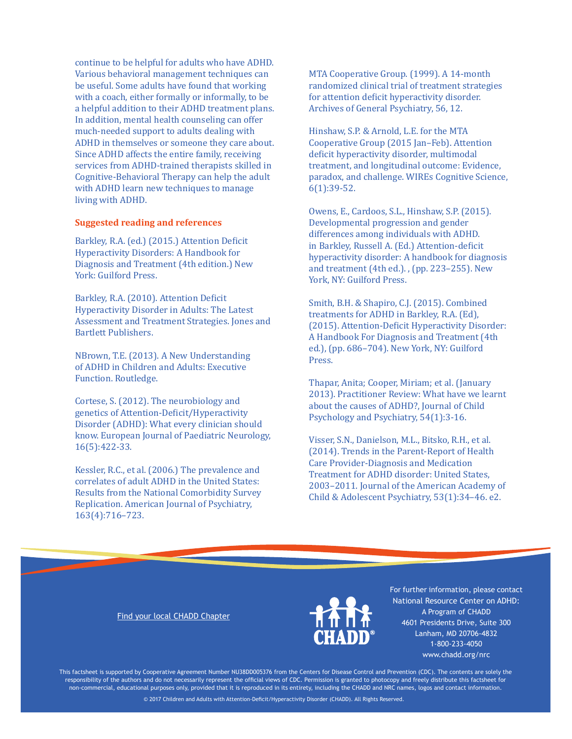continue to be helpful for adults who have ADHD. Various behavioral management techniques can be useful. Some adults have found that working with a coach, either formally or informally, to be a helpful addition to their ADHD treatment plans. In addition, mental health counseling can offer much-needed support to adults dealing with ADHD in themselves or someone they care about. Since ADHD affects the entire family, receiving services from ADHD-trained therapists skilled in Cognitive-Behavioral Therapy can help the adult with ADHD learn new techniques to manage living with ADHD.

### Suggested reading and references

Barkley, R.A. (ed.) (2015.) Attention Deficit Hyperactivity Disorders: A Handbook for Diagnosis and Treatment (4th edition.) New York: Guilford Press.

Barkley, R.A. (2010). Attention Deficit Hyperactivity Disorder in Adults: The Latest Assessment and Treatment Strategies. Jones and Bartlett Publishers.

NBrown, T.E. (2013). A New Understanding of ADHD in Children and Adults: Executive Function. Routledge.

Cortese, S. (2012). The neurobiology and genetics of Attention-Deficit/Hyperactivity Disorder (ADHD): What every clinician should know. European Journal of Paediatric Neurology, 16(5):422-33.

Kessler, R.C., et al. (2006.) The prevalence and correlates of adult ADHD in the United States: Results from the National Comorbidity Survey Replication. American Journal of Psychiatry, 163(4):716–723.

MTA Cooperative Group. (1999). A 14-month randomized clinical trial of treatment strategies for attention deficit hyperactivity disorder. Archives of General Psychiatry, 56, 12.

Hinshaw, S.P. & Arnold, L.E. for the MTA Cooperative Group (2015 Jan–Feb). Attention deficit hyperactivity disorder, multimodal treatment, and longitudinal outcome: Evidence, paradox, and challenge. WIREs Cognitive Science, 6(1):39-52.

Owens, E., Cardoos, S.L., Hinshaw, S.P. (2015). Developmental progression and gender differences among individuals with ADHD. in Barkley, Russell A. (Ed.) Attention-deficit hyperactivity disorder: A handbook for diagnosis and treatment (4th ed.). , (pp. 223–255). New York, NY: Guilford Press.

Smith, B.H. & Shapiro, C.J. (2015). Combined treatments for ADHD in Barkley, R.A. (Ed), (2015). Attention-Deficit Hyperactivity Disorder: A Handbook For Diagnosis and Treatment (4th ed.), (pp. 686–704). New York, NY: Guilford Press.

Thapar, Anita; Cooper, Miriam; et al. (January 2013). Practitioner Review: What have we learnt about the causes of ADHD?, Journal of Child Psychology and Psychiatry, 54(1):3-16.

Visser, S.N., Danielson, M.L., Bitsko, R.H., et al. (2014). Trends in the Parent-Report of Health Care Provider-Diagnosis and Medication Treatment for ADHD disorder: United States, 2003–2011. Journal of the American Academy of Child & Adolescent Psychiatry, 53(1):34–46. e2.

Find your local CHADD Chapter

CHADD®

For further information, please contact
National Resource Center on ADHD:
A Program of CHADD
4601 Presidents Drive, Suite 300
Lanham, MD 20706-4832
1-800-233-4050
www.chadd.org/nrc

This factsheet is supported by Cooperative Agreement Number NU38DD005376 from the Centers for Disease Control and Prevention (CDC). The contents are solely the responsibility of the authors and do not necessarily represent the official views of CDC. Permission is granted to photocopy and freely distribute this factsheet for non-commercial, educational purposes only, provided that it is reproduced in its entirety, including the CHADD and NRC names, logos and contact information.

© 2017 Children and Adults with Attention-Deficit/Hyperactivity Disorder (CHADD). All Rights Reserved.